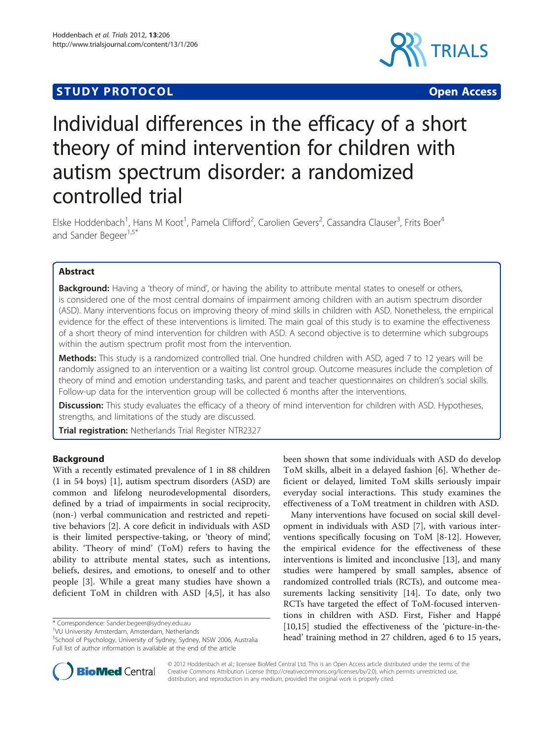**STUDY PROTOCOL** **Open Access**

# Individual differences in the efficacy of a short theory of mind intervention for children with autism spectrum disorder: a randomized controlled trial

Elske Hoddenbach[1], Hans M Koot[1], Pamela Clifford[2], Carolien Gevers[2], Cassandra Clauser[3], Frits Boer[4] and Sander Begeer[1,5*]

## Abstract

**Background:** Having a 'theory of mind', or having the ability to attribute mental states to oneself or others, is considered one of the most central domains of impairment among children with an autism spectrum disorder (ASD). Many interventions focus on improving theory of mind skills in children with ASD. Nonetheless, the empirical evidence for the effect of these interventions is limited. The main goal of this study is to examine the effectiveness of a short theory of mind intervention for children with ASD. A second objective is to determine which subgroups within the autism spectrum profit most from the intervention.

**Methods:** This study is a randomized controlled trial. One hundred children with ASD, aged 7 to 12 years will be randomly assigned to an intervention or a waiting list control group. Outcome measures include the completion of theory of mind and emotion understanding tasks, and parent and teacher questionnaires on children's social skills. Follow-up data for the intervention group will be collected 6 months after the interventions.

**Discussion:** This study evaluates the efficacy of a theory of mind intervention for children with ASD. Hypotheses, strengths, and limitations of the study are discussed.

**Trial registration:** Netherlands Trial Register NTR2327

## Background

With a recently estimated prevalence of 1 in 88 children (1 in 54 boys) [1], autism spectrum disorders (ASD) are common and lifelong neurodevelopmental disorders, defined by a triad of impairments in social reciprocity, (non-) verbal communication and restricted and repetitive behaviors [2]. A core deficit in individuals with ASD is their limited perspective-taking, or 'theory of mind', ability. 'Theory of mind' (ToM) refers to having the ability to attribute mental states, such as intentions, beliefs, desires, and emotions, to oneself and to other people [3]. While a great many studies have shown a deficient ToM in children with ASD [4,5], it has also been shown that some individuals with ASD do develop ToM skills, albeit in a delayed fashion [6]. Whether deficient or delayed, limited ToM skills seriously impair everyday social interactions. This study examines the effectiveness of a ToM treatment in children with ASD.

Many interventions have focused on social skill development in individuals with ASD [7], with various interventions specifically focusing on ToM [8-12]. However, the empirical evidence for the effectiveness of these interventions is limited and inconclusive [13], and many studies were hampered by small samples, absence of randomized controlled trials (RCTs), and outcome measurements lacking sensitivity [14]. To date, only two RCTs have targeted the effect of ToM-focused interventions in children with ASD. First, Fisher and Happé [10,15] studied the effectiveness of the 'picture-in-the-head' training method in 27 children, aged 6 to 15 years,

\* Correspondence: Sander.begeer@sydney.edu.au
[1]VU University Amsterdam, Amsterdam, Netherlands
[5]School of Psychology, University of Sydney, Sydney, NSW 2006, Australia
Full list of author information is available at the end of the article

© 2012 Hoddenbach et al.; licensee BioMed Central Ltd. This is an Open Access article distributed under the terms of the Creative Commons Attribution License (http://creativecommons.org/licenses/by/2.0), which permits unrestricted use, distribution, and reproduction in any medium, provided the original work is properly cited.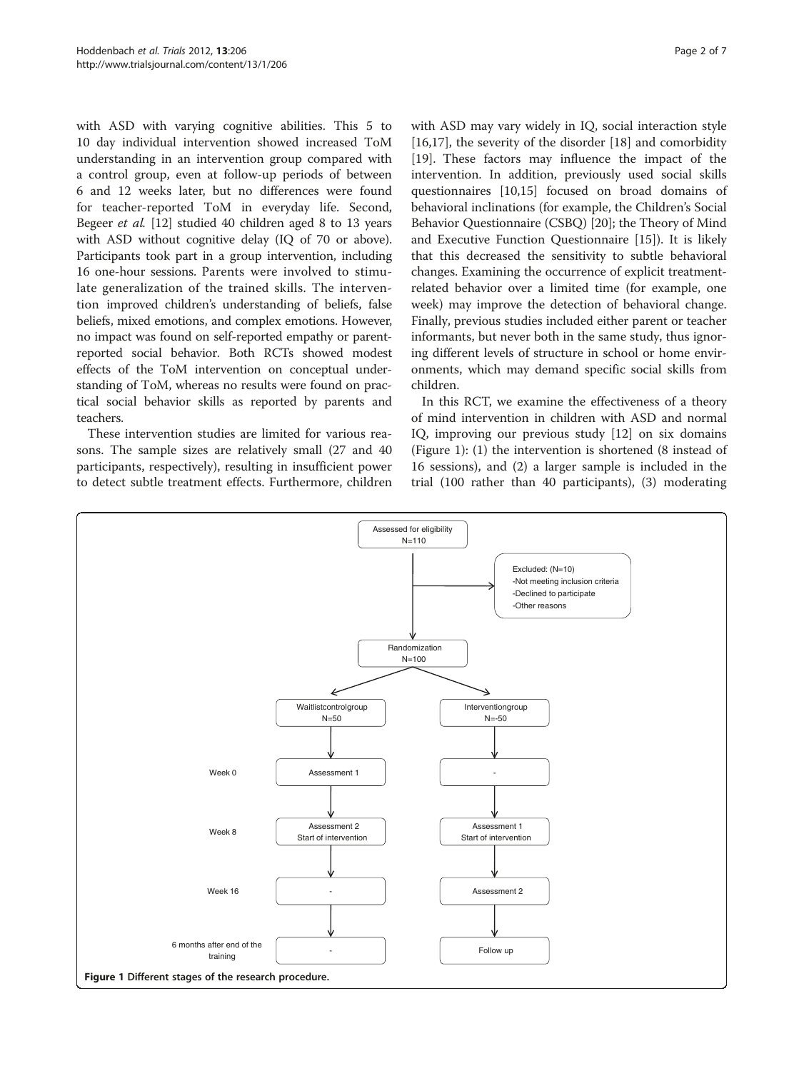with ASD with varying cognitive abilities. This 5 to 10 day individual intervention showed increased ToM understanding in an intervention group compared with a control group, even at follow-up periods of between 6 and 12 weeks later, but no differences were found for teacher-reported ToM in everyday life. Second, Begeer *et al.* [12] studied 40 children aged 8 to 13 years with ASD without cognitive delay (IQ of 70 or above). Participants took part in a group intervention, including 16 one-hour sessions. Parents were involved to stimulate generalization of the trained skills. The intervention improved children's understanding of beliefs, false beliefs, mixed emotions, and complex emotions. However, no impact was found on self-reported empathy or parent-reported social behavior. Both RCTs showed modest effects of the ToM intervention on conceptual understanding of ToM, whereas no results were found on practical social behavior skills as reported by parents and teachers.

These intervention studies are limited for various reasons. The sample sizes are relatively small (27 and 40 participants, respectively), resulting in insufficient power to detect subtle treatment effects. Furthermore, children with ASD may vary widely in IQ, social interaction style [16,17], the severity of the disorder [18] and comorbidity [19]. These factors may influence the impact of the intervention. In addition, previously used social skills questionnaires [10,15] focused on broad domains of behavioral inclinations (for example, the Children's Social Behavior Questionnaire (CSBQ) [20]; the Theory of Mind and Executive Function Questionnaire [15]). It is likely that this decreased the sensitivity to subtle behavioral changes. Examining the occurrence of explicit treatment-related behavior over a limited time (for example, one week) may improve the detection of behavioral change. Finally, previous studies included either parent or teacher informants, but never both in the same study, thus ignoring different levels of structure in school or home environments, which may demand specific social skills from children.

In this RCT, we examine the effectiveness of a theory of mind intervention in children with ASD and normal IQ, improving our previous study [12] on six domains (Figure 1): (1) the intervention is shortened (8 instead of 16 sessions), and (2) a larger sample is included in the trial (100 rather than 40 participants), (3) moderating

| | Waitlistcontrolgroup N=50 | Interventiongroup N=-50 |
|---|---|---|
| Week 0 | Assessment 1 | - |
| Week 8 | Assessment 2, Start of intervention | Assessment 1, Start of intervention |
| Week 16 | - | Assessment 2 |
| 6 months after end of the training | - | Follow up |

Assessed for eligibility N=110 → Excluded: (N=10) -Not meeting inclusion criteria -Declined to participate -Other reasons → Randomization N=100

**Figure 1 Different stages of the research procedure.**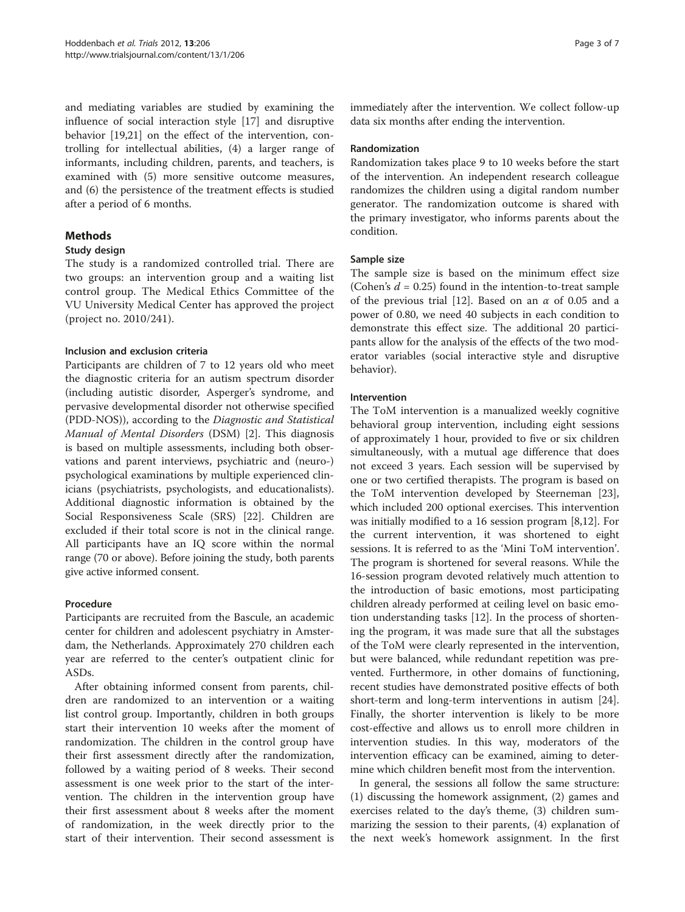and mediating variables are studied by examining the influence of social interaction style [17] and disruptive behavior [19,21] on the effect of the intervention, controlling for intellectual abilities, (4) a larger range of informants, including children, parents, and teachers, is examined with (5) more sensitive outcome measures, and (6) the persistence of the treatment effects is studied after a period of 6 months.

## Methods

### Study design

The study is a randomized controlled trial. There are two groups: an intervention group and a waiting list control group. The Medical Ethics Committee of the VU University Medical Center has approved the project (project no. 2010/241).

#### Inclusion and exclusion criteria

Participants are children of 7 to 12 years old who meet the diagnostic criteria for an autism spectrum disorder (including autistic disorder, Asperger's syndrome, and pervasive developmental disorder not otherwise specified (PDD-NOS)), according to the *Diagnostic and Statistical Manual of Mental Disorders* (DSM) [2]. This diagnosis is based on multiple assessments, including both observations and parent interviews, psychiatric and (neuro-) psychological examinations by multiple experienced clinicians (psychiatrists, psychologists, and educationalists). Additional diagnostic information is obtained by the Social Responsiveness Scale (SRS) [22]. Children are excluded if their total score is not in the clinical range. All participants have an IQ score within the normal range (70 or above). Before joining the study, both parents give active informed consent.

#### Procedure

Participants are recruited from the Bascule, an academic center for children and adolescent psychiatry in Amsterdam, the Netherlands. Approximately 270 children each year are referred to the center's outpatient clinic for ASDs.

After obtaining informed consent from parents, children are randomized to an intervention or a waiting list control group. Importantly, children in both groups start their intervention 10 weeks after the moment of randomization. The children in the control group have their first assessment directly after the randomization, followed by a waiting period of 8 weeks. Their second assessment is one week prior to the start of the intervention. The children in the intervention group have their first assessment about 8 weeks after the moment of randomization, in the week directly prior to the start of their intervention. Their second assessment is immediately after the intervention. We collect follow-up data six months after ending the intervention.

#### Randomization

Randomization takes place 9 to 10 weeks before the start of the intervention. An independent research colleague randomizes the children using a digital random number generator. The randomization outcome is shared with the primary investigator, who informs parents about the condition.

#### Sample size

The sample size is based on the minimum effect size (Cohen's $d = 0.25$) found in the intention-to-treat sample of the previous trial [12]. Based on an $\alpha$ of 0.05 and a power of 0.80, we need 40 subjects in each condition to demonstrate this effect size. The additional 20 participants allow for the analysis of the effects of the two moderator variables (social interactive style and disruptive behavior).

#### Intervention

The ToM intervention is a manualized weekly cognitive behavioral group intervention, including eight sessions of approximately 1 hour, provided to five or six children simultaneously, with a mutual age difference that does not exceed 3 years. Each session will be supervised by one or two certified therapists. The program is based on the ToM intervention developed by Steerneman [23], which included 200 optional exercises. This intervention was initially modified to a 16 session program [8,12]. For the current intervention, it was shortened to eight sessions. It is referred to as the 'Mini ToM intervention'. The program is shortened for several reasons. While the 16-session program devoted relatively much attention to the introduction of basic emotions, most participating children already performed at ceiling level on basic emotion understanding tasks [12]. In the process of shortening the program, it was made sure that all the substages of the ToM were clearly represented in the intervention, but were balanced, while redundant repetition was prevented. Furthermore, in other domains of functioning, recent studies have demonstrated positive effects of both short-term and long-term interventions in autism [24]. Finally, the shorter intervention is likely to be more cost-effective and allows us to enroll more children in intervention studies. In this way, moderators of the intervention efficacy can be examined, aiming to determine which children benefit most from the intervention.

In general, the sessions all follow the same structure: (1) discussing the homework assignment, (2) games and exercises related to the day's theme, (3) children summarizing the session to their parents, (4) explanation of the next week's homework assignment. In the first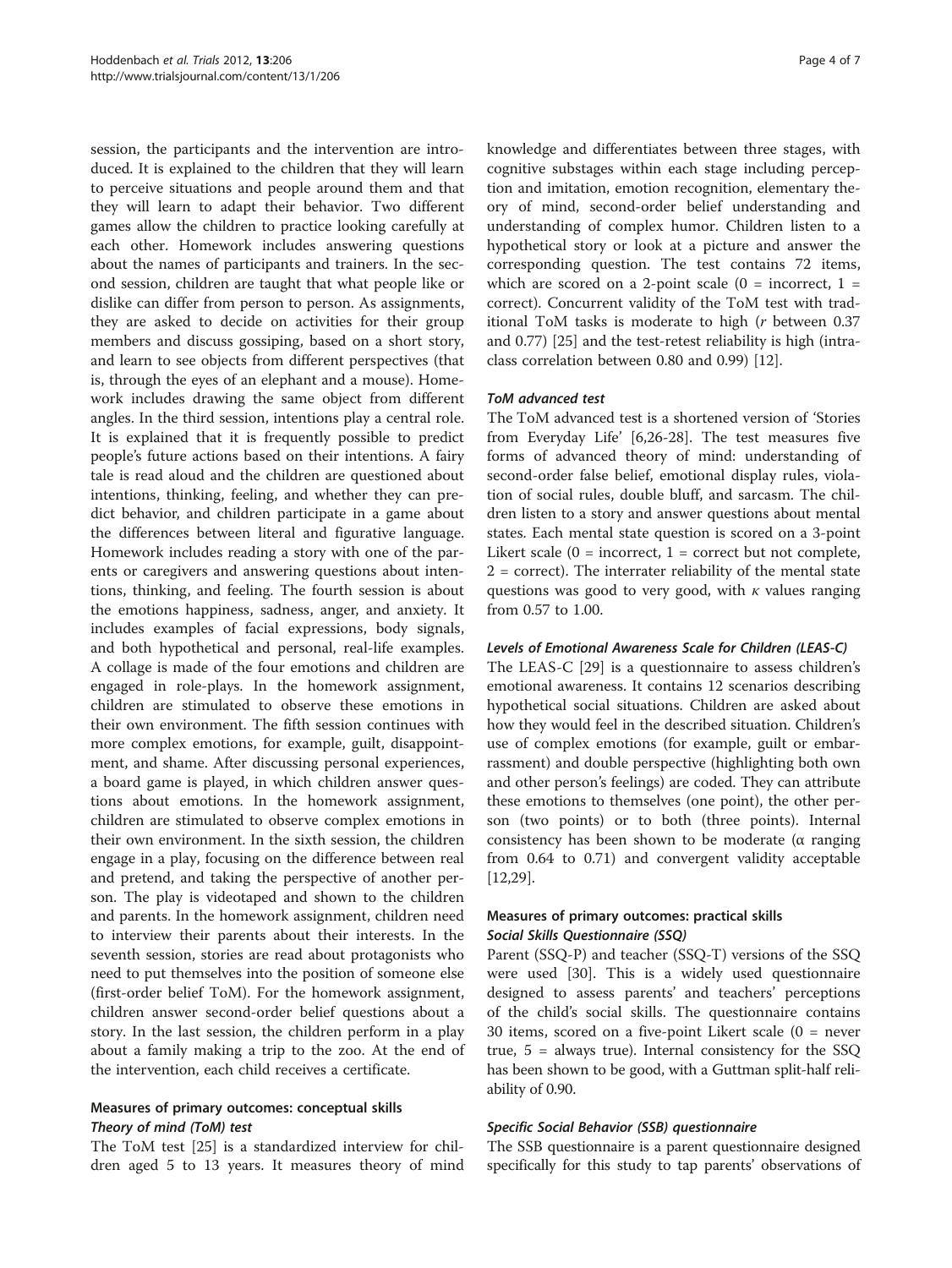session, the participants and the intervention are introduced. It is explained to the children that they will learn to perceive situations and people around them and that they will learn to adapt their behavior. Two different games allow the children to practice looking carefully at each other. Homework includes answering questions about the names of participants and trainers. In the second session, children are taught that what people like or dislike can differ from person to person. As assignments, they are asked to decide on activities for their group members and discuss gossiping, based on a short story, and learn to see objects from different perspectives (that is, through the eyes of an elephant and a mouse). Homework includes drawing the same object from different angles. In the third session, intentions play a central role. It is explained that it is frequently possible to predict people's future actions based on their intentions. A fairy tale is read aloud and the children are questioned about intentions, thinking, feeling, and whether they can predict behavior, and children participate in a game about the differences between literal and figurative language. Homework includes reading a story with one of the parents or caregivers and answering questions about intentions, thinking, and feeling. The fourth session is about the emotions happiness, sadness, anger, and anxiety. It includes examples of facial expressions, body signals, and both hypothetical and personal, real-life examples. A collage is made of the four emotions and children are engaged in role-plays. In the homework assignment, children are stimulated to observe these emotions in their own environment. The fifth session continues with more complex emotions, for example, guilt, disappointment, and shame. After discussing personal experiences, a board game is played, in which children answer questions about emotions. In the homework assignment, children are stimulated to observe complex emotions in their own environment. In the sixth session, the children engage in a play, focusing on the difference between real and pretend, and taking the perspective of another person. The play is videotaped and shown to the children and parents. In the homework assignment, children need to interview their parents about their interests. In the seventh session, stories are read about protagonists who need to put themselves into the position of someone else (first-order belief ToM). For the homework assignment, children answer second-order belief questions about a story. In the last session, the children perform in a play about a family making a trip to the zoo. At the end of the intervention, each child receives a certificate.

## Measures of primary outcomes: conceptual skills

### *Theory of mind (ToM) test*

The ToM test [25] is a standardized interview for children aged 5 to 13 years. It measures theory of mind knowledge and differentiates between three stages, with cognitive substages within each stage including perception and imitation, emotion recognition, elementary theory of mind, second-order belief understanding and understanding of complex humor. Children listen to a hypothetical story or look at a picture and answer the corresponding question. The test contains 72 items, which are scored on a 2-point scale (0 = incorrect, 1 = correct). Concurrent validity of the ToM test with traditional ToM tasks is moderate to high ($r$ between 0.37 and 0.77) [25] and the test-retest reliability is high (intraclass correlation between 0.80 and 0.99) [12].

### *ToM advanced test*

The ToM advanced test is a shortened version of 'Stories from Everyday Life' [6,26-28]. The test measures five forms of advanced theory of mind: understanding of second-order false belief, emotional display rules, violation of social rules, double bluff, and sarcasm. The children listen to a story and answer questions about mental states. Each mental state question is scored on a 3-point Likert scale (0 = incorrect, 1 = correct but not complete, 2 = correct). The interrater reliability of the mental state questions was good to very good, with $\kappa$ values ranging from 0.57 to 1.00.

### *Levels of Emotional Awareness Scale for Children (LEAS-C)*

The LEAS-C [29] is a questionnaire to assess children's emotional awareness. It contains 12 scenarios describing hypothetical social situations. Children are asked about how they would feel in the described situation. Children's use of complex emotions (for example, guilt or embarrassment) and double perspective (highlighting both own and other person's feelings) are coded. They can attribute these emotions to themselves (one point), the other person (two points) or to both (three points). Internal consistency has been shown to be moderate ($\alpha$ ranging from 0.64 to 0.71) and convergent validity acceptable [12,29].

## Measures of primary outcomes: practical skills

### *Social Skills Questionnaire (SSQ)*

Parent (SSQ-P) and teacher (SSQ-T) versions of the SSQ were used [30]. This is a widely used questionnaire designed to assess parents' and teachers' perceptions of the child's social skills. The questionnaire contains 30 items, scored on a five-point Likert scale (0 = never true, 5 = always true). Internal consistency for the SSQ has been shown to be good, with a Guttman split-half reliability of 0.90.

### *Specific Social Behavior (SSB) questionnaire*

The SSB questionnaire is a parent questionnaire designed specifically for this study to tap parents' observations of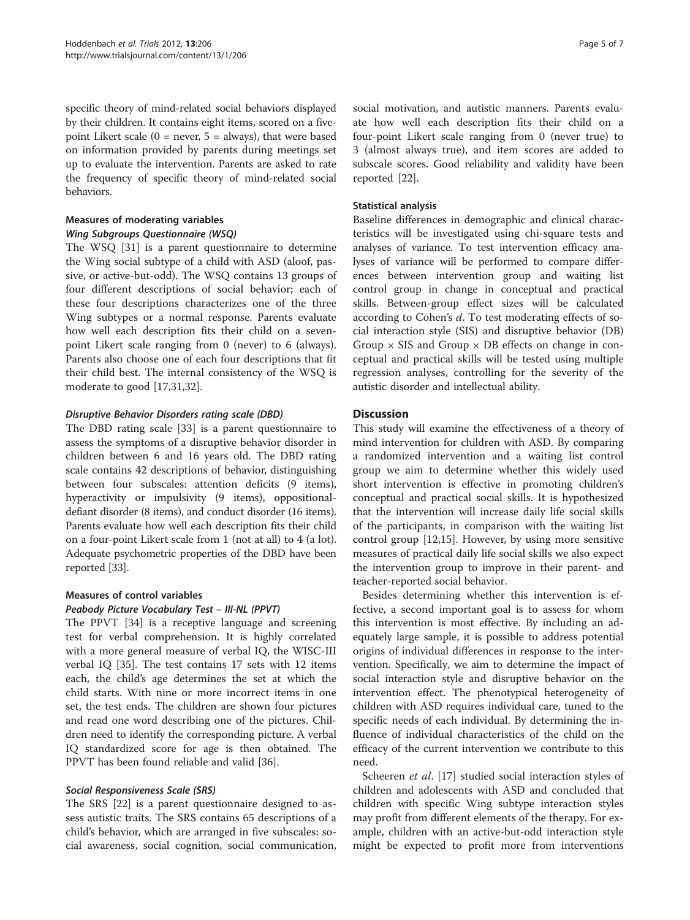specific theory of mind-related social behaviors displayed by their children. It contains eight items, scored on a five-point Likert scale (0 = never, 5 = always), that were based on information provided by parents during meetings set up to evaluate the intervention. Parents are asked to rate the frequency of specific theory of mind-related social behaviors.

### Measures of moderating variables

#### *Wing Subgroups Questionnaire (WSQ)*

The WSQ [31] is a parent questionnaire to determine the Wing social subtype of a child with ASD (aloof, passive, or active-but-odd). The WSQ contains 13 groups of four different descriptions of social behavior; each of these four descriptions characterizes one of the three Wing subtypes or a normal response. Parents evaluate how well each description fits their child on a seven-point Likert scale ranging from 0 (never) to 6 (always). Parents also choose one of each four descriptions that fit their child best. The internal consistency of the WSQ is moderate to good [17,31,32].

#### *Disruptive Behavior Disorders rating scale (DBD)*

The DBD rating scale [33] is a parent questionnaire to assess the symptoms of a disruptive behavior disorder in children between 6 and 16 years old. The DBD rating scale contains 42 descriptions of behavior, distinguishing between four subscales: attention deficits (9 items), hyperactivity or impulsivity (9 items), oppositional-defiant disorder (8 items), and conduct disorder (16 items). Parents evaluate how well each description fits their child on a four-point Likert scale from 1 (not at all) to 4 (a lot). Adequate psychometric properties of the DBD have been reported [33].

### Measures of control variables

#### *Peabody Picture Vocabulary Test – III-NL (PPVT)*

The PPVT [34] is a receptive language and screening test for verbal comprehension. It is highly correlated with a more general measure of verbal IQ, the WISC-III verbal IQ [35]. The test contains 17 sets with 12 items each, the child's age determines the set at which the child starts. With nine or more incorrect items in one set, the test ends. The children are shown four pictures and read one word describing one of the pictures. Children need to identify the corresponding picture. A verbal IQ standardized score for age is then obtained. The PPVT has been found reliable and valid [36].

#### *Social Responsiveness Scale (SRS)*

The SRS [22] is a parent questionnaire designed to assess autistic traits. The SRS contains 65 descriptions of a child's behavior, which are arranged in five subscales: social awareness, social cognition, social communication, social motivation, and autistic manners. Parents evaluate how well each description fits their child on a four-point Likert scale ranging from 0 (never true) to 3 (almost always true), and item scores are added to subscale scores. Good reliability and validity have been reported [22].

### Statistical analysis

Baseline differences in demographic and clinical characteristics will be investigated using chi-square tests and analyses of variance. To test intervention efficacy analyses of variance will be performed to compare differences between intervention group and waiting list control group in change in conceptual and practical skills. Between-group effect sizes will be calculated according to Cohen's $d$. To test moderating effects of social interaction style (SIS) and disruptive behavior (DB) Group × SIS and Group × DB effects on change in conceptual and practical skills will be tested using multiple regression analyses, controlling for the severity of the autistic disorder and intellectual ability.

## Discussion

This study will examine the effectiveness of a theory of mind intervention for children with ASD. By comparing a randomized intervention and a waiting list control group we aim to determine whether this widely used short intervention is effective in promoting children's conceptual and practical social skills. It is hypothesized that the intervention will increase daily life social skills of the participants, in comparison with the waiting list control group [12,15]. However, by using more sensitive measures of practical daily life social skills we also expect the intervention group to improve in their parent- and teacher-reported social behavior.

Besides determining whether this intervention is effective, a second important goal is to assess for whom this intervention is most effective. By including an adequately large sample, it is possible to address potential origins of individual differences in response to the intervention. Specifically, we aim to determine the impact of social interaction style and disruptive behavior on the intervention effect. The phenotypical heterogeneity of children with ASD requires individual care, tuned to the specific needs of each individual. By determining the influence of individual characteristics of the child on the efficacy of the current intervention we contribute to this need.

Scheeren *et al*. [17] studied social interaction styles of children and adolescents with ASD and concluded that children with specific Wing subtype interaction styles may profit from different elements of the therapy. For example, children with an active-but-odd interaction style might be expected to profit more from interventions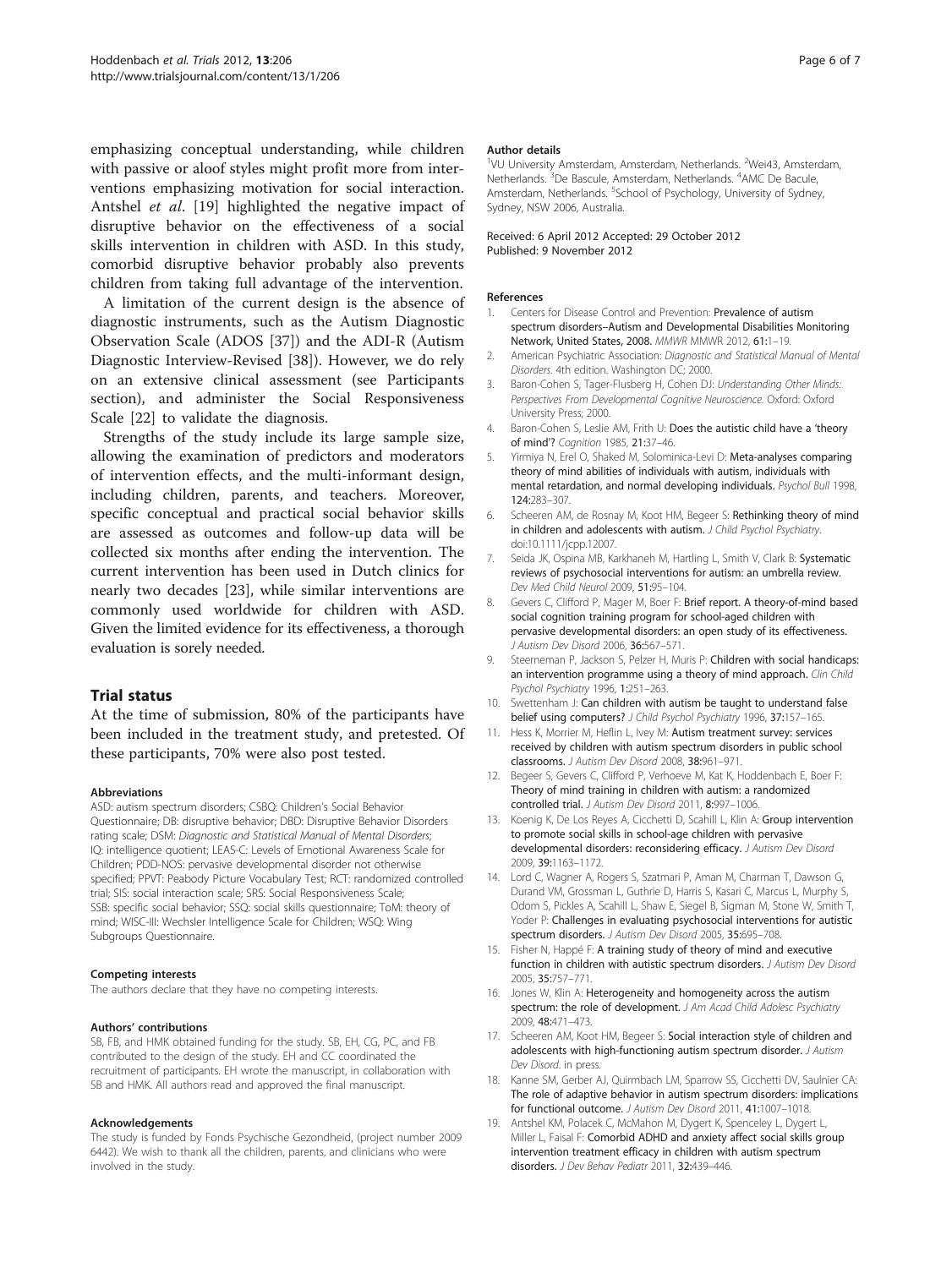emphasizing conceptual understanding, while children with passive or aloof styles might profit more from interventions emphasizing motivation for social interaction. Antshel *et al*. [19] highlighted the negative impact of disruptive behavior on the effectiveness of a social skills intervention in children with ASD. In this study, comorbid disruptive behavior probably also prevents children from taking full advantage of the intervention.

A limitation of the current design is the absence of diagnostic instruments, such as the Autism Diagnostic Observation Scale (ADOS [37]) and the ADI-R (Autism Diagnostic Interview-Revised [38]). However, we do rely on an extensive clinical assessment (see Participants section), and administer the Social Responsiveness Scale [22] to validate the diagnosis.

Strengths of the study include its large sample size, allowing the examination of predictors and moderators of intervention effects, and the multi-informant design, including children, parents, and teachers. Moreover, specific conceptual and practical social behavior skills are assessed as outcomes and follow-up data will be collected six months after ending the intervention. The current intervention has been used in Dutch clinics for nearly two decades [23], while similar interventions are commonly used worldwide for children with ASD. Given the limited evidence for its effectiveness, a thorough evaluation is sorely needed.

## Trial status

At the time of submission, 80% of the participants have been included in the treatment study, and pretested. Of these participants, 70% were also post tested.

#### Abbreviations

ASD: autism spectrum disorders; CSBQ: Children's Social Behavior Questionnaire; DB: disruptive behavior; DBD: Disruptive Behavior Disorders rating scale; DSM: *Diagnostic and Statistical Manual of Mental Disorders*; IQ: intelligence quotient; LEAS-C: Levels of Emotional Awareness Scale for Children; PDD-NOS: pervasive developmental disorder not otherwise specified; PPVT: Peabody Picture Vocabulary Test; RCT: randomized controlled trial; SIS: social interaction scale; SRS: Social Responsiveness Scale; SSB: specific social behavior; SSQ: social skills questionnaire; ToM: theory of mind; WISC-III: Wechsler Intelligence Scale for Children; WSQ: Wing Subgroups Questionnaire.

#### Competing interests

The authors declare that they have no competing interests.

#### Authors' contributions

SB, FB, and HMK obtained funding for the study. SB, EH, CG, PC, and FB contributed to the design of the study. EH and CC coordinated the recruitment of participants. EH wrote the manuscript, in collaboration with SB and HMK. All authors read and approved the final manuscript.

#### Acknowledgements

The study is funded by Fonds Psychische Gezondheid, (project number 2009 6442). We wish to thank all the children, parents, and clinicians who were involved in the study.

#### Author details

[1]VU University Amsterdam, Amsterdam, Netherlands. [2]Wei43, Amsterdam, Netherlands. [3]De Bascule, Amsterdam, Netherlands. [4]AMC De Bacule, Amsterdam, Netherlands. [5]School of Psychology, University of Sydney, Sydney, NSW 2006, Australia.

Received: 6 April 2012 Accepted: 29 October 2012
Published: 9 November 2012

#### References

1. Centers for Disease Control and Prevention: **Prevalence of autism spectrum disorders–Autism and Developmental Disabilities Monitoring Network, United States, 2008.** *MMWR* MMWR 2012, **61:**1–19.
2. American Psychiatric Association: *Diagnostic and Statistical Manual of Mental Disorders*. 4th edition. Washington DC; 2000.
3. Baron-Cohen S, Tager-Flusberg H, Cohen DJ: *Understanding Other Minds: Perspectives From Developmental Cognitive Neuroscience.* Oxford: Oxford University Press; 2000.
4. Baron-Cohen S, Leslie AM, Frith U: **Does the autistic child have a 'theory of mind'?** *Cognition* 1985, **21:**37–46.
5. Yirmiya N, Erel O, Shaked M, Solominica-Levi D: **Meta-analyses comparing theory of mind abilities of individuals with autism, individuals with mental retardation, and normal developing individuals.** *Psychol Bull* 1998, **124:**283–307.
6. Scheeren AM, de Rosnay M, Koot HM, Begeer S: **Rethinking theory of mind in children and adolescents with autism.** *J Child Psychol Psychiatry*. doi:10.1111/jcpp.12007.
7. Seida JK, Ospina MB, Karkhaneh M, Hartling L, Smith V, Clark B: **Systematic reviews of psychosocial interventions for autism: an umbrella review.** *Dev Med Child Neurol* 2009, **51:**95–104.
8. Gevers C, Clifford P, Mager M, Boer F: **Brief report. A theory-of-mind based social cognition training program for school-aged children with pervasive developmental disorders: an open study of its effectiveness.** *J Autism Dev Disord* 2006, **36:**567–571.
9. Steerneman P, Jackson S, Pelzer H, Muris P: **Children with social handicaps: an intervention programme using a theory of mind approach.** *Clin Child Psychol Psychiatry* 1996, **1:**251–263.
10. Swettenham J: **Can children with autism be taught to understand false belief using computers?** *J Child Psychol Psychiatry* 1996, **37:**157–165.
11. Hess K, Morrier M, Heflin L, Ivey M: **Autism treatment survey: services received by children with autism spectrum disorders in public school classrooms.** *J Autism Dev Disord* 2008, **38:**961–971.
12. Begeer S, Gevers C, Clifford P, Verhoeve M, Kat K, Hoddenbach E, Boer F: **Theory of mind training in children with autism: a randomized controlled trial.** *J Autism Dev Disord* 2011, **8:**997–1006.
13. Koenig K, De Los Reyes A, Cicchetti D, Scahill L, Klin A: **Group intervention to promote social skills in school-age children with pervasive developmental disorders: reconsidering efficacy.** *J Autism Dev Disord* 2009, **39:**1163–1172.
14. Lord C, Wagner A, Rogers S, Szatmari P, Aman M, Charman T, Dawson G, Durand VM, Grossman L, Guthrie D, Harris S, Kasari C, Marcus L, Murphy S, Odom S, Pickles A, Scahill L, Shaw E, Siegel B, Sigman M, Stone W, Smith T, Yoder P: **Challenges in evaluating psychosocial interventions for autistic spectrum disorders.** *J Autism Dev Disord* 2005, **35:**695–708.
15. Fisher N, Happé F: **A training study of theory of mind and executive function in children with autistic spectrum disorders.** *J Autism Dev Disord* 2005, **35:**757–771.
16. Jones W, Klin A: **Heterogeneity and homogeneity across the autism spectrum: the role of development.** *J Am Acad Child Adolesc Psychiatry* 2009, **48:**471–473.
17. Scheeren AM, Koot HM, Begeer S: **Social interaction style of children and adolescents with high-functioning autism spectrum disorder.** *J Autism Dev Disord*. in press.
18. Kanne SM, Gerber AJ, Quirmbach LM, Sparrow SS, Cicchetti DV, Saulnier CA: **The role of adaptive behavior in autism spectrum disorders: implications for functional outcome.** *J Autism Dev Disord* 2011, **41:**1007–1018.
19. Antshel KM, Polacek C, McMahon M, Dygert K, Spenceley L, Dygert L, Miller L, Faisal F: **Comorbid ADHD and anxiety affect social skills group intervention treatment efficacy in children with autism spectrum disorders.** *J Dev Behav Pediatr* 2011, **32:**439–446.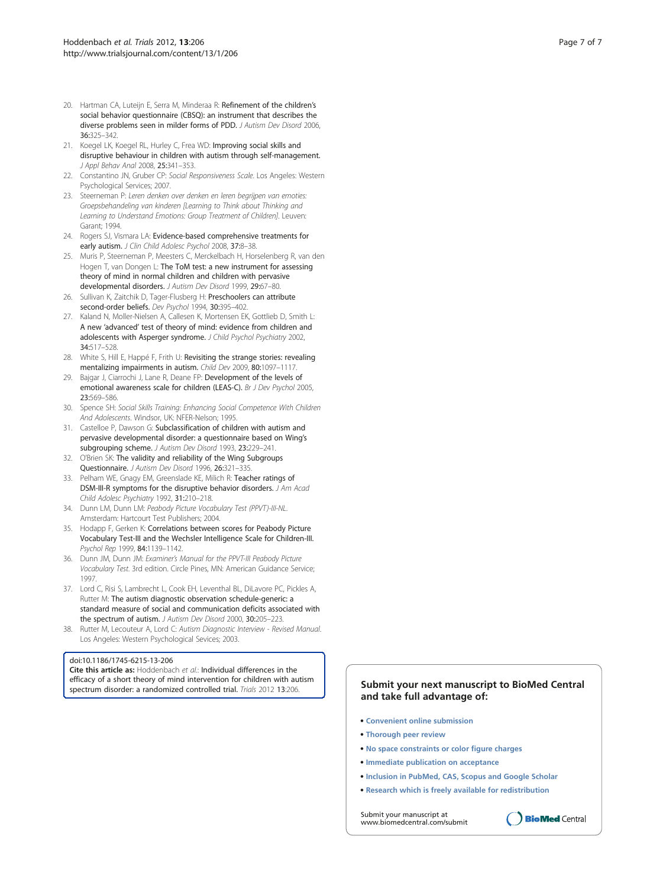20. Hartman CA, Luteijn E, Serra M, Minderaa R: **Refinement of the children's social behavior questionnaire (CBSQ): an instrument that describes the diverse problems seen in milder forms of PDD.** *J Autism Dev Disord* 2006, **36:**325–342.
21. Koegel LK, Koegel RL, Hurley C, Frea WD: **Improving social skills and disruptive behaviour in children with autism through self-management.** *J Appl Behav Anal* 2008, **25:**341–353.
22. Constantino JN, Gruber CP: *Social Responsiveness Scale.* Los Angeles: Western Psychological Services; 2007.
23. Steerneman P: *Leren denken over denken en leren begrijpen van emoties: Groepsbehandeling van kinderen [Learning to Think about Thinking and Learning to Understand Emotions: Group Treatment of Children].* Leuven: Garant; 1994.
24. Rogers SJ, Vismara LA: **Evidence-based comprehensive treatments for early autism.** *J Clin Child Adolesc Psychol* 2008, **37:**8–38.
25. Muris P, Steerneman P, Meesters C, Merckelbach H, Horselenberg R, van den Hogen T, van Dongen L: **The ToM test: a new instrument for assessing theory of mind in normal children and children with pervasive developmental disorders.** *J Autism Dev Disord* 1999, **29:**67–80.
26. Sullivan K, Zaitchik D, Tager-Flusberg H: **Preschoolers can attribute second-order beliefs.** *Dev Psychol* 1994, **30:**395–402.
27. Kaland N, Moller-Nielsen A, Callesen K, Mortensen EK, Gottlieb D, Smith L: **A new 'advanced' test of theory of mind: evidence from children and adolescents with Asperger syndrome.** *J Child Psychol Psychiatry* 2002, **34:**517–528.
28. White S, Hill E, Happé F, Frith U: **Revisiting the strange stories: revealing mentalizing impairments in autism.** *Child Dev* 2009, **80:**1097–1117.
29. Bajgar J, Ciarrochi J, Lane R, Deane FP: **Development of the levels of emotional awareness scale for children (LEAS-C).** *Br J Dev Psychol* 2005, **23:**569–586.
30. Spence SH: *Social Skills Training: Enhancing Social Competence With Children And Adolescents.* Windsor, UK: NFER-Nelson; 1995.
31. Castelloe P, Dawson G: **Subclassification of children with autism and pervasive developmental disorder: a questionnaire based on Wing's subgrouping scheme.** *J Autism Dev Disord* 1993, **23:**229–241.
32. O'Brien SK: **The validity and reliability of the Wing Subgroups Questionnaire.** *J Autism Dev Disord* 1996, **26:**321–335.
33. Pelham WE, Gnagy EM, Greenslade KE, Milich R: **Teacher ratings of DSM-III-R symptoms for the disruptive behavior disorders.** *J Am Acad Child Adolesc Psychiatry* 1992, **31:**210–218.
34. Dunn LM, Dunn LM: *Peabody Picture Vocabulary Test (PPVT)-III-NL.* Amsterdam: Hartcourt Test Publishers; 2004.
35. Hodapp F, Gerken K: **Correlations between scores for Peabody Picture Vocabulary Test-III and the Wechsler Intelligence Scale for Children-III.** *Psychol Rep* 1999, **84:**1139–1142.
36. Dunn JM, Dunn JM: *Examiner's Manual for the PPVT-III Peabody Picture Vocabulary Test.* 3rd edition. Circle Pines, MN: American Guidance Service; 1997.
37. Lord C, Risi S, Lambrecht L, Cook EH, Leventhal BL, DiLavore PC, Pickles A, Rutter M: **The autism diagnostic observation schedule-generic: a standard measure of social and communication deficits associated with the spectrum of autism.** *J Autism Dev Disord* 2000, **30:**205–223.
38. Rutter M, Lecouteur A, Lord C: *Autism Diagnostic Interview - Revised Manual.* Los Angeles: Western Psychological Sevices; 2003.

doi:10.1186/1745-6215-13-206

**Cite this article as:** Hoddenbach *et al.*: Individual differences in the efficacy of a short theory of mind intervention for children with autism spectrum disorder: a randomized controlled trial. *Trials* 2012 13:206.

**Submit your next manuscript to BioMed Central and take full advantage of:**

- **Convenient online submission**
- **Thorough peer review**
- **No space constraints or color figure charges**
- **Immediate publication on acceptance**
- **Inclusion in PubMed, CAS, Scopus and Google Scholar**
- **Research which is freely available for redistribution**

Submit your manuscript at
www.biomedcentral.com/submit

BioMed Central